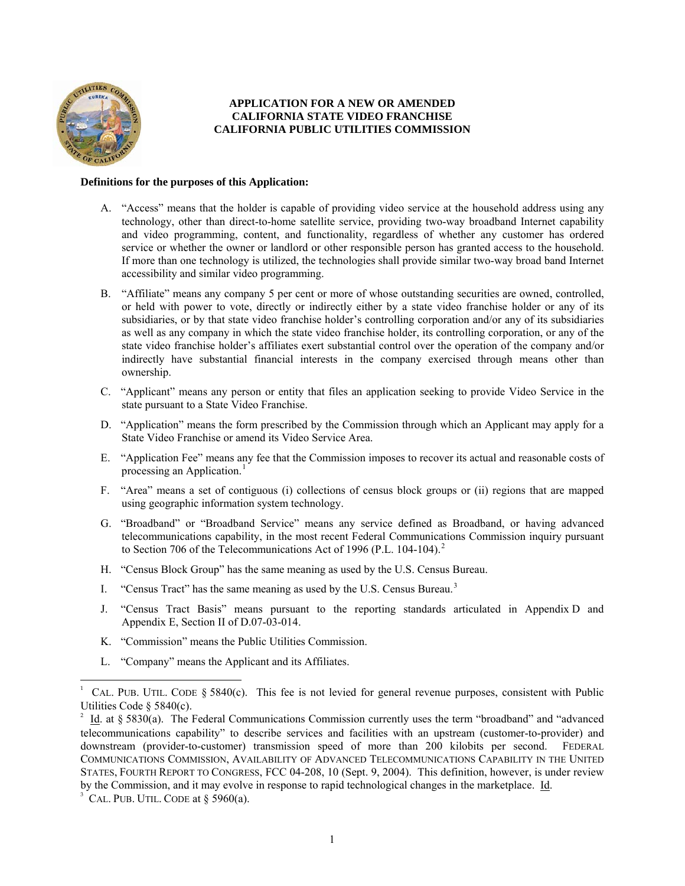**APPLICATION FOR A NEW OR AMENDED CALIFORNIA STATE VIDEO FRANCHISE CALIFORNIA PUBLIC UTILITIES COMMISSION**

**Definitions for the purposes of this Application:**

A. "Access" means that the holder is capable of providing video service at the household address using any technology, other than direct-to-home satellite service, providing two-way broadband Internet capability and video programming, content, and functionality, regardless of whether any customer has ordered service or whether the owner or landlord or other responsible person has granted access to the household. If more than one technology is utilized, the technologies shall provide similar two-way broad band Internet accessibility and similar video programming.

B. "Affiliate" means any company 5 per cent or more of whose outstanding securities are owned, controlled, or held with power to vote, directly or indirectly either by a state video franchise holder or any of its subsidiaries, or by that state video franchise holder's controlling corporation and/or any of its subsidiaries as well as any company in which the state video franchise holder, its controlling corporation, or any of the state video franchise holder's affiliates exert substantial control over the operation of the company and/or indirectly have substantial financial interests in the company exercised through means other than ownership.

C. "Applicant" means any person or entity that files an application seeking to provide Video Service in the state pursuant to a State Video Franchise.

D. "Application" means the form prescribed by the Commission through which an Applicant may apply for a State Video Franchise or amend its Video Service Area.

E. "Application Fee" means any fee that the Commission imposes to recover its actual and reasonable costs of processing an Application.[1]

F. "Area" means a set of contiguous (i) collections of census block groups or (ii) regions that are mapped using geographic information system technology.

G. "Broadband" or "Broadband Service" means any service defined as Broadband, or having advanced telecommunications capability, in the most recent Federal Communications Commission inquiry pursuant to Section 706 of the Telecommunications Act of 1996 (P.L. 104-104).[2]

H. "Census Block Group" has the same meaning as used by the U.S. Census Bureau.

I. "Census Tract" has the same meaning as used by the U.S. Census Bureau.[3]

J. "Census Tract Basis" means pursuant to the reporting standards articulated in Appendix D and Appendix E, Section II of D.07-03-014.

K. "Commission" means the Public Utilities Commission.

L. "Company" means the Applicant and its Affiliates.

---

[1] CAL. PUB. UTIL. CODE § 5840(c). This fee is not levied for general revenue purposes, consistent with Public Utilities Code § 5840(c).

[2] Id. at § 5830(a). The Federal Communications Commission currently uses the term "broadband" and "advanced telecommunications capability" to describe services and facilities with an upstream (customer-to-provider) and downstream (provider-to-customer) transmission speed of more than 200 kilobits per second. FEDERAL COMMUNICATIONS COMMISSION, AVAILABILITY OF ADVANCED TELECOMMUNICATIONS CAPABILITY IN THE UNITED STATES, FOURTH REPORT TO CONGRESS, FCC 04-208, 10 (Sept. 9, 2004). This definition, however, is under review by the Commission, and it may evolve in response to rapid technological changes in the marketplace. Id.

[3] CAL. PUB. UTIL. CODE at § 5960(a).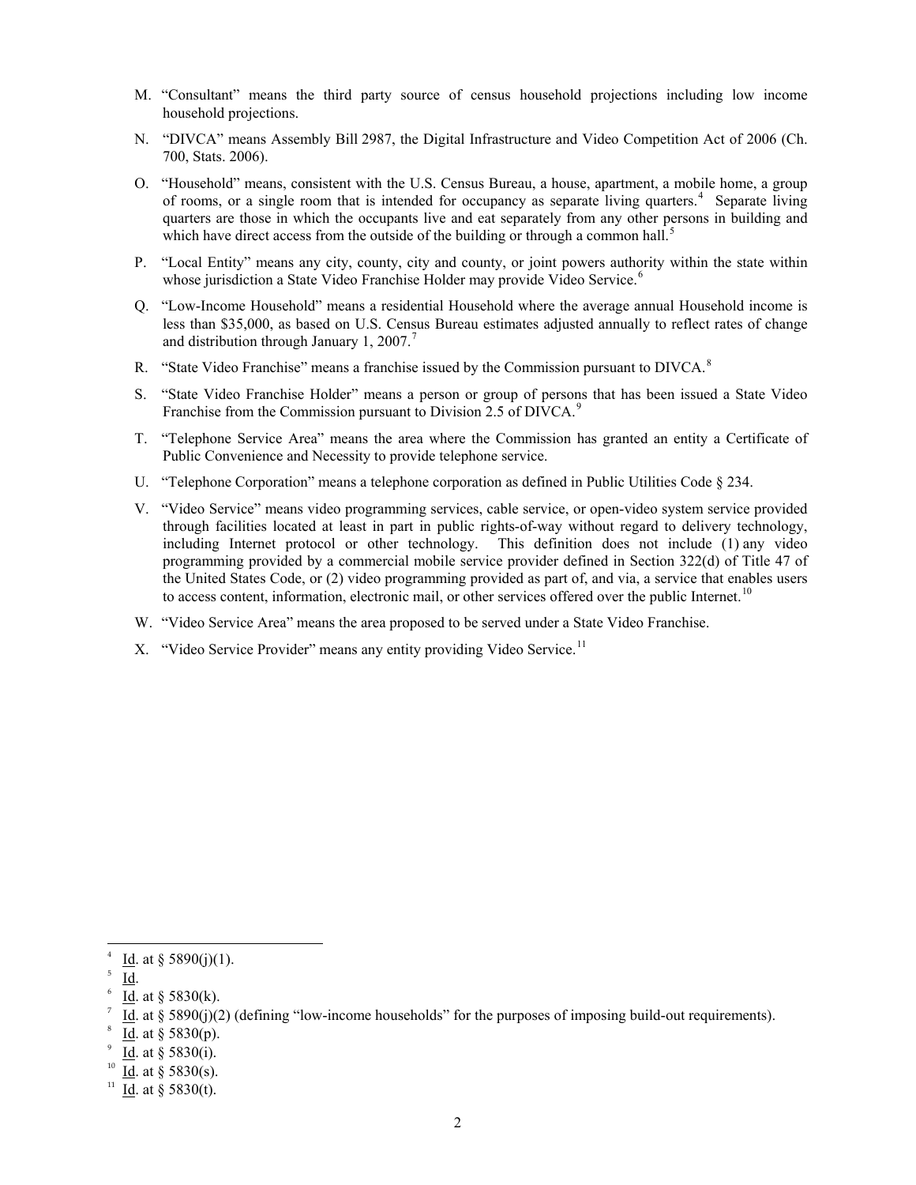M. "Consultant" means the third party source of census household projections including low income household projections.

N. "DIVCA" means Assembly Bill 2987, the Digital Infrastructure and Video Competition Act of 2006 (Ch. 700, Stats. 2006).

O. "Household" means, consistent with the U.S. Census Bureau, a house, apartment, a mobile home, a group of rooms, or a single room that is intended for occupancy as separate living quarters.[4] Separate living quarters are those in which the occupants live and eat separately from any other persons in building and which have direct access from the outside of the building or through a common hall.[5]

P. "Local Entity" means any city, county, city and county, or joint powers authority within the state within whose jurisdiction a State Video Franchise Holder may provide Video Service.[6]

Q. "Low-Income Household" means a residential Household where the average annual Household income is less than $35,000, as based on U.S. Census Bureau estimates adjusted annually to reflect rates of change and distribution through January 1, 2007.[7]

R. "State Video Franchise" means a franchise issued by the Commission pursuant to DIVCA.[8]

S. "State Video Franchise Holder" means a person or group of persons that has been issued a State Video Franchise from the Commission pursuant to Division 2.5 of DIVCA.[9]

T. "Telephone Service Area" means the area where the Commission has granted an entity a Certificate of Public Convenience and Necessity to provide telephone service.

U. "Telephone Corporation" means a telephone corporation as defined in Public Utilities Code § 234.

V. "Video Service" means video programming services, cable service, or open-video system service provided through facilities located at least in part in public rights-of-way without regard to delivery technology, including Internet protocol or other technology. This definition does not include (1) any video programming provided by a commercial mobile service provider defined in Section 322(d) of Title 47 of the United States Code, or (2) video programming provided as part of, and via, a service that enables users to access content, information, electronic mail, or other services offered over the public Internet.[10]

W. "Video Service Area" means the area proposed to be served under a State Video Franchise.

X. "Video Service Provider" means any entity providing Video Service.[11]

---

[4] Id. at § 5890(j)(1).

[5] Id.

[6] Id. at § 5830(k).

[7] Id. at § 5890(j)(2) (defining "low-income households" for the purposes of imposing build-out requirements).

[8] Id. at § 5830(p).

[9] Id. at § 5830(i).

[10] Id. at § 5830(s).

[11] Id. at § 5830(t).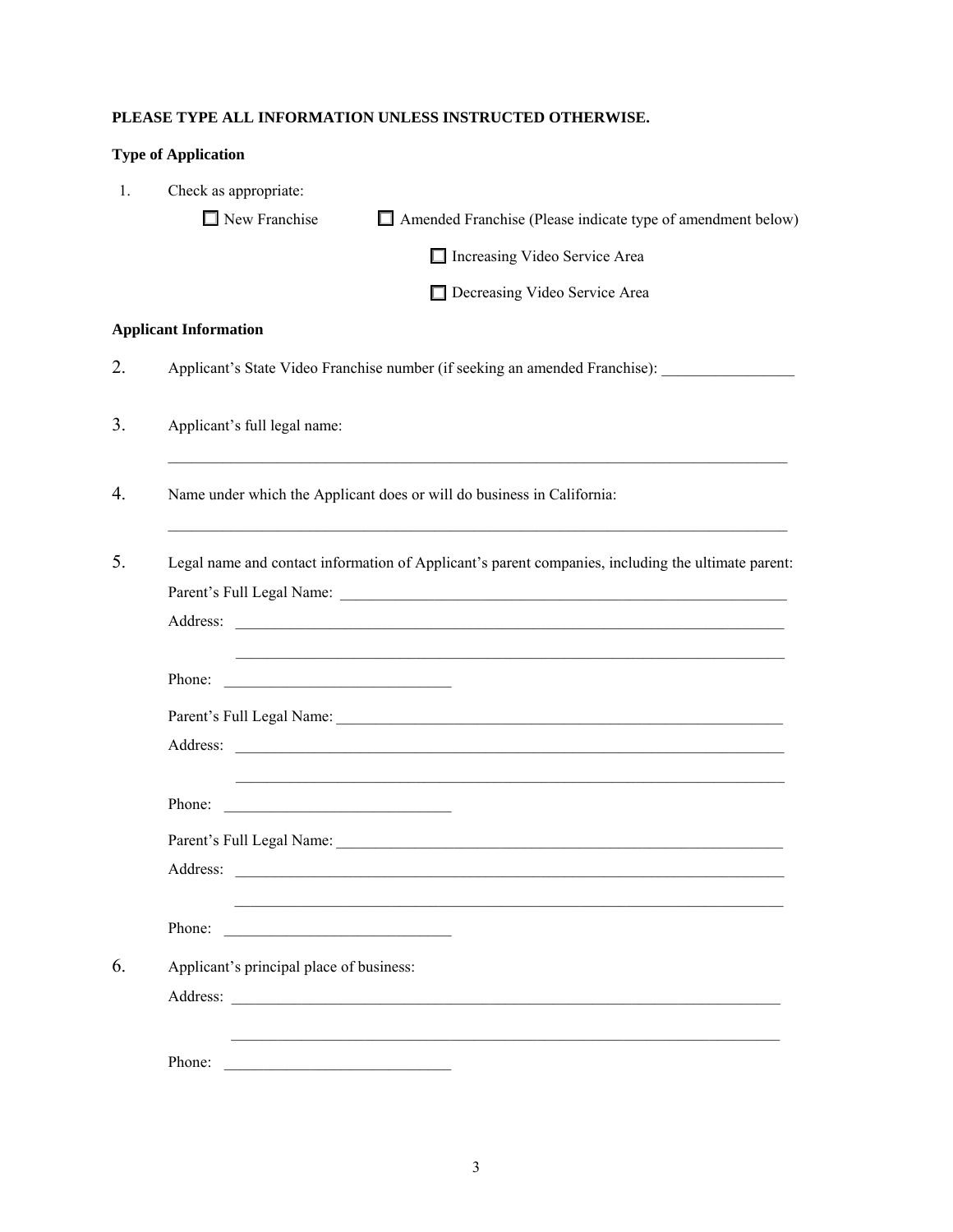**PLEASE TYPE ALL INFORMATION UNLESS INSTRUCTED OTHERWISE.**

**Type of Application**

1. Check as appropriate:

   ☐ New Franchise ☐ Amended Franchise (Please indicate type of amendment below)

   ☐ Increasing Video Service Area

   ☐ Decreasing Video Service Area

**Applicant Information**

2. Applicant's State Video Franchise number (if seeking an amended Franchise): _________________

3. Applicant's full legal name:

   ________________________________________________________________________________

4. Name under which the Applicant does or will do business in California:

   ________________________________________________________________________________

5. Legal name and contact information of Applicant's parent companies, including the ultimate parent:

   Parent's Full Legal Name: ____________________________________________________________

   Address: ________________________________________________________________________

   ________________________________________________________________________

   Phone: _____________________________

   Parent's Full Legal Name: ____________________________________________________________

   Address: ________________________________________________________________________

   ________________________________________________________________________

   Phone: _____________________________

   Parent's Full Legal Name: ____________________________________________________________

   Address: ________________________________________________________________________

   ________________________________________________________________________

   Phone: _____________________________

6. Applicant's principal place of business:

   Address: ________________________________________________________________________

   ________________________________________________________________________

   Phone: _____________________________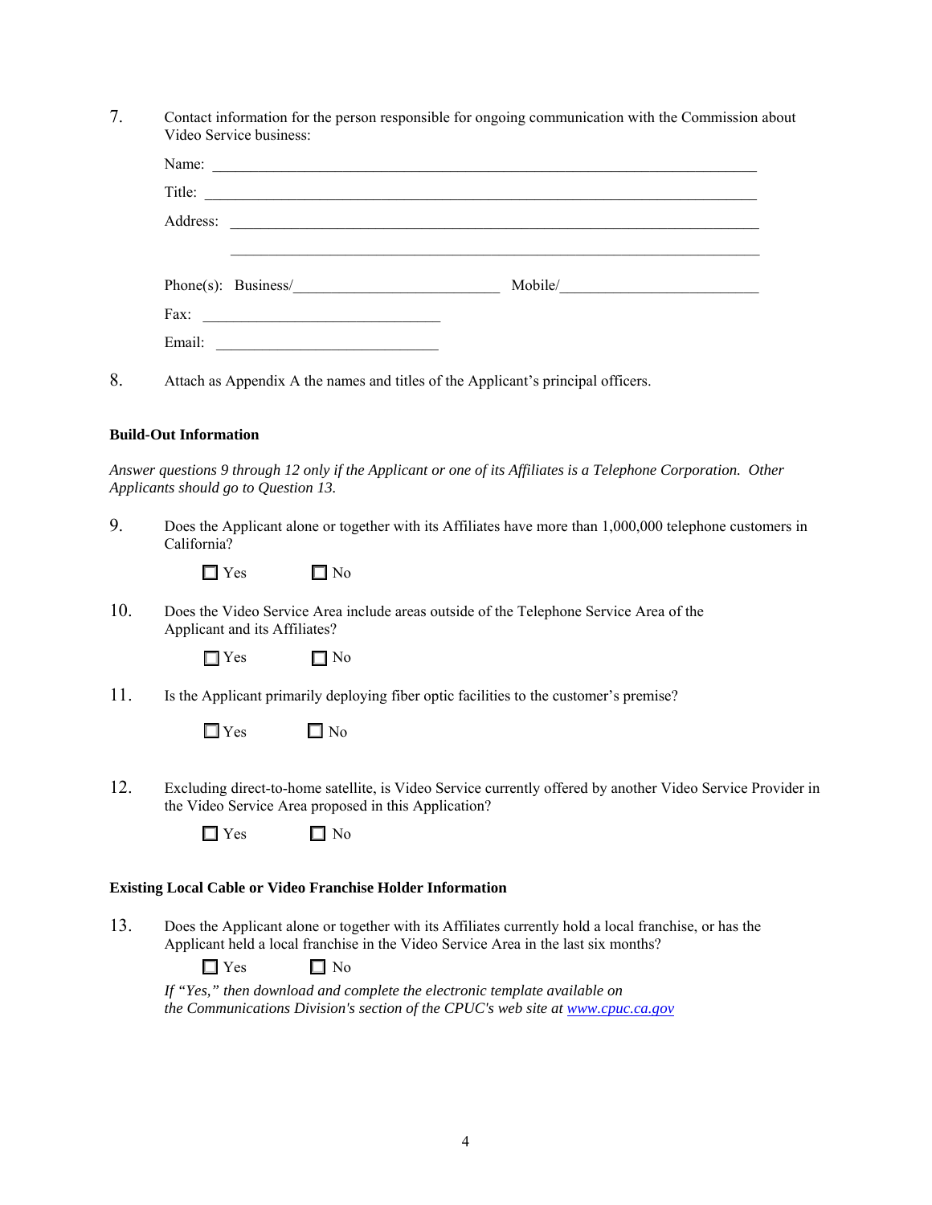7. Contact information for the person responsible for ongoing communication with the Commission about Video Service business:

   Name: \_\_\_\_\_\_\_\_\_\_\_\_\_\_\_\_\_\_\_\_\_\_\_\_\_\_\_\_\_\_\_\_\_\_\_\_\_\_\_\_\_\_\_\_\_\_\_\_

   Title: \_\_\_\_\_\_\_\_\_\_\_\_\_\_\_\_\_\_\_\_\_\_\_\_\_\_\_\_\_\_\_\_\_\_\_\_\_\_\_\_\_\_\_\_\_\_\_\_

   Address: \_\_\_\_\_\_\_\_\_\_\_\_\_\_\_\_\_\_\_\_\_\_\_\_\_\_\_\_\_\_\_\_\_\_\_\_\_\_\_\_\_\_\_\_\_\_\_\_

   \_\_\_\_\_\_\_\_\_\_\_\_\_\_\_\_\_\_\_\_\_\_\_\_\_\_\_\_\_\_\_\_\_\_\_\_\_\_\_\_\_\_\_\_\_\_\_\_

   Phone(s): Business/\_\_\_\_\_\_\_\_\_\_\_\_\_\_\_\_\_\_\_\_\_\_\_\_ Mobile/\_\_\_\_\_\_\_\_\_\_\_\_\_\_\_\_\_\_\_\_\_\_\_\_

   Fax: \_\_\_\_\_\_\_\_\_\_\_\_\_\_\_\_\_\_\_\_\_\_\_\_\_\_\_\_

   Email: \_\_\_\_\_\_\_\_\_\_\_\_\_\_\_\_\_\_\_\_\_\_\_\_\_\_\_\_

8. Attach as Appendix A the names and titles of the Applicant's principal officers.

**Build-Out Information**

*Answer questions 9 through 12 only if the Applicant or one of its Affiliates is a Telephone Corporation. Other Applicants should go to Question 13.*

9. Does the Applicant alone or together with its Affiliates have more than 1,000,000 telephone customers in California?

   ☐ Yes ☐ No

10. Does the Video Service Area include areas outside of the Telephone Service Area of the Applicant and its Affiliates?

    ☐ Yes ☐ No

11. Is the Applicant primarily deploying fiber optic facilities to the customer's premise?

    ☐ Yes ☐ No

12. Excluding direct-to-home satellite, is Video Service currently offered by another Video Service Provider in the Video Service Area proposed in this Application?

    ☐ Yes ☐ No

**Existing Local Cable or Video Franchise Holder Information**

13. Does the Applicant alone or together with its Affiliates currently hold a local franchise, or has the Applicant held a local franchise in the Video Service Area in the last six months?

    ☐ Yes ☐ No

    *If "Yes," then download and complete the electronic template available on the Communications Division's section of the CPUC's web site at [www.cpuc.ca.gov](http://www.cpuc.ca.gov)*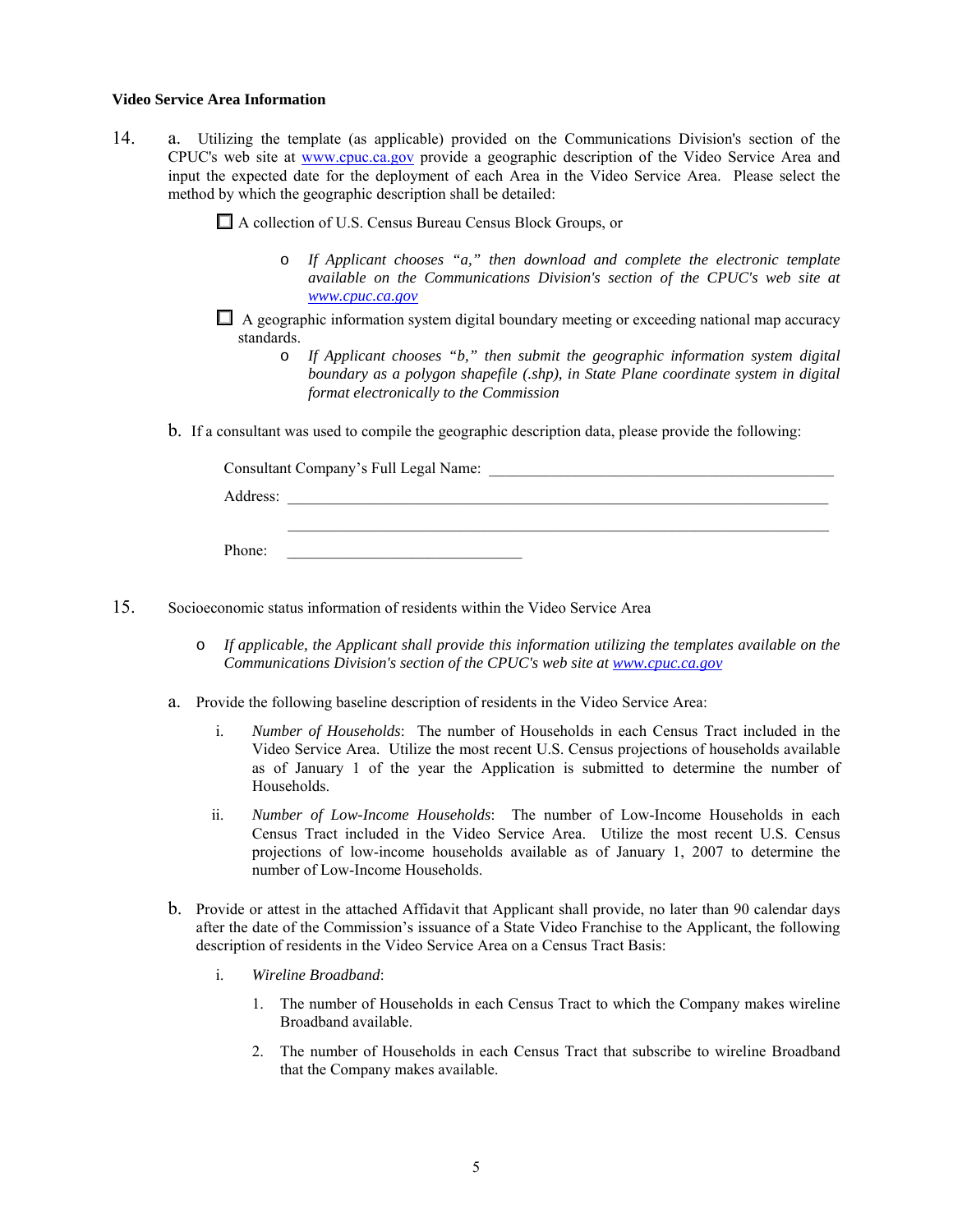**Video Service Area Information**

14. a. Utilizing the template (as applicable) provided on the Communications Division's section of the CPUC's web site at www.cpuc.ca.gov provide a geographic description of the Video Service Area and input the expected date for the deployment of each Area in the Video Service Area. Please select the method by which the geographic description shall be detailed:

☐ A collection of U.S. Census Bureau Census Block Groups, or

- *If Applicant chooses "a," then download and complete the electronic template available on the Communications Division's section of the CPUC's web site at www.cpuc.ca.gov*

☐ A geographic information system digital boundary meeting or exceeding national map accuracy standards.

- *If Applicant chooses "b," then submit the geographic information system digital boundary as a polygon shapefile (.shp), in State Plane coordinate system in digital format electronically to the Commission*

b. If a consultant was used to compile the geographic description data, please provide the following:

Consultant Company's Full Legal Name: ____________________________________________

Address: ______________________________________________________________________

______________________________________________________________________

Phone: ______________________________

15. Socioeconomic status information of residents within the Video Service Area

- *If applicable, the Applicant shall provide this information utilizing the templates available on the Communications Division's section of the CPUC's web site at www.cpuc.ca.gov*

a. Provide the following baseline description of residents in the Video Service Area:

i. *Number of Households*: The number of Households in each Census Tract included in the Video Service Area. Utilize the most recent U.S. Census projections of households available as of January 1 of the year the Application is submitted to determine the number of Households.

ii. *Number of Low-Income Households*: The number of Low-Income Households in each Census Tract included in the Video Service Area. Utilize the most recent U.S. Census projections of low-income households available as of January 1, 2007 to determine the number of Low-Income Households.

b. Provide or attest in the attached Affidavit that Applicant shall provide, no later than 90 calendar days after the date of the Commission's issuance of a State Video Franchise to the Applicant, the following description of residents in the Video Service Area on a Census Tract Basis:

i. *Wireline Broadband*:

1. The number of Households in each Census Tract to which the Company makes wireline Broadband available.

2. The number of Households in each Census Tract that subscribe to wireline Broadband that the Company makes available.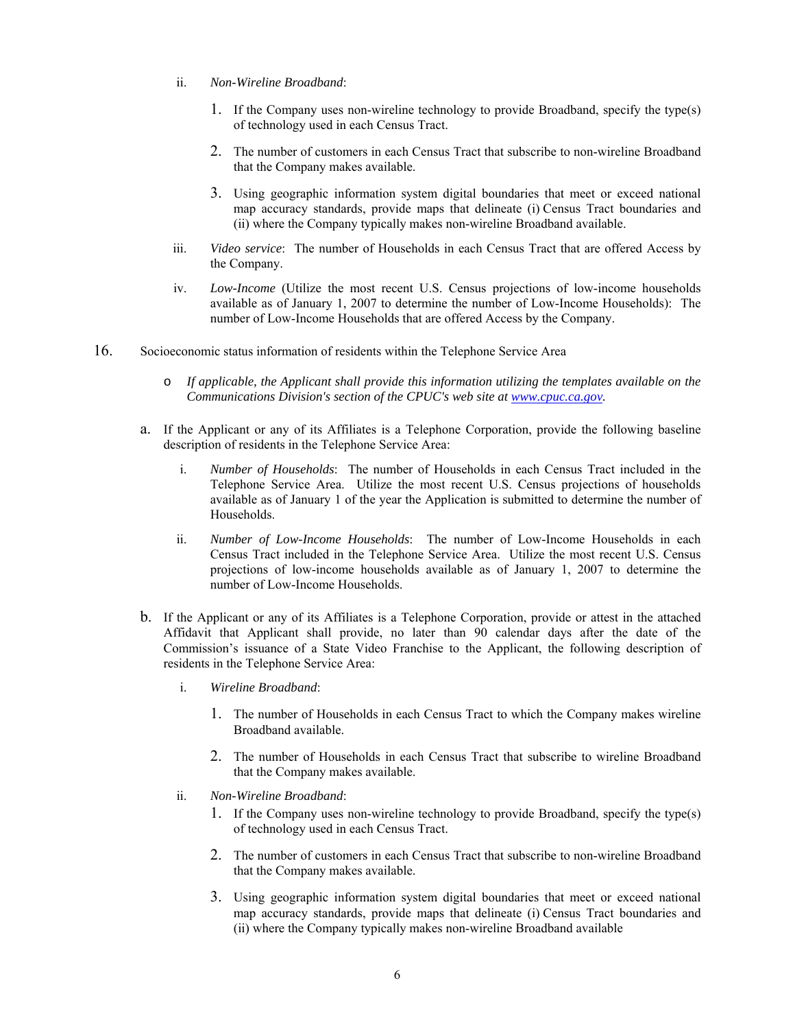ii. *Non-Wireline Broadband*:

1. If the Company uses non-wireline technology to provide Broadband, specify the type(s) of technology used in each Census Tract.

2. The number of customers in each Census Tract that subscribe to non-wireline Broadband that the Company makes available.

3. Using geographic information system digital boundaries that meet or exceed national map accuracy standards, provide maps that delineate (i) Census Tract boundaries and (ii) where the Company typically makes non-wireline Broadband available.

iii. *Video service*: The number of Households in each Census Tract that are offered Access by the Company.

iv. *Low-Income* (Utilize the most recent U.S. Census projections of low-income households available as of January 1, 2007 to determine the number of Low-Income Households): The number of Low-Income Households that are offered Access by the Company.

16. Socioeconomic status information of residents within the Telephone Service Area

- *If applicable, the Applicant shall provide this information utilizing the templates available on the Communications Division's section of the CPUC's web site at [www.cpuc.ca.gov](http://www.cpuc.ca.gov).*

a. If the Applicant or any of its Affiliates is a Telephone Corporation, provide the following baseline description of residents in the Telephone Service Area:

i. *Number of Households*: The number of Households in each Census Tract included in the Telephone Service Area. Utilize the most recent U.S. Census projections of households available as of January 1 of the year the Application is submitted to determine the number of Households.

ii. *Number of Low-Income Households*: The number of Low-Income Households in each Census Tract included in the Telephone Service Area. Utilize the most recent U.S. Census projections of low-income households available as of January 1, 2007 to determine the number of Low-Income Households.

b. If the Applicant or any of its Affiliates is a Telephone Corporation, provide or attest in the attached Affidavit that Applicant shall provide, no later than 90 calendar days after the date of the Commission's issuance of a State Video Franchise to the Applicant, the following description of residents in the Telephone Service Area:

i. *Wireline Broadband*:

1. The number of Households in each Census Tract to which the Company makes wireline Broadband available.

2. The number of Households in each Census Tract that subscribe to wireline Broadband that the Company makes available.

ii. *Non-Wireline Broadband*:

1. If the Company uses non-wireline technology to provide Broadband, specify the type(s) of technology used in each Census Tract.

2. The number of customers in each Census Tract that subscribe to non-wireline Broadband that the Company makes available.

3. Using geographic information system digital boundaries that meet or exceed national map accuracy standards, provide maps that delineate (i) Census Tract boundaries and (ii) where the Company typically makes non-wireline Broadband available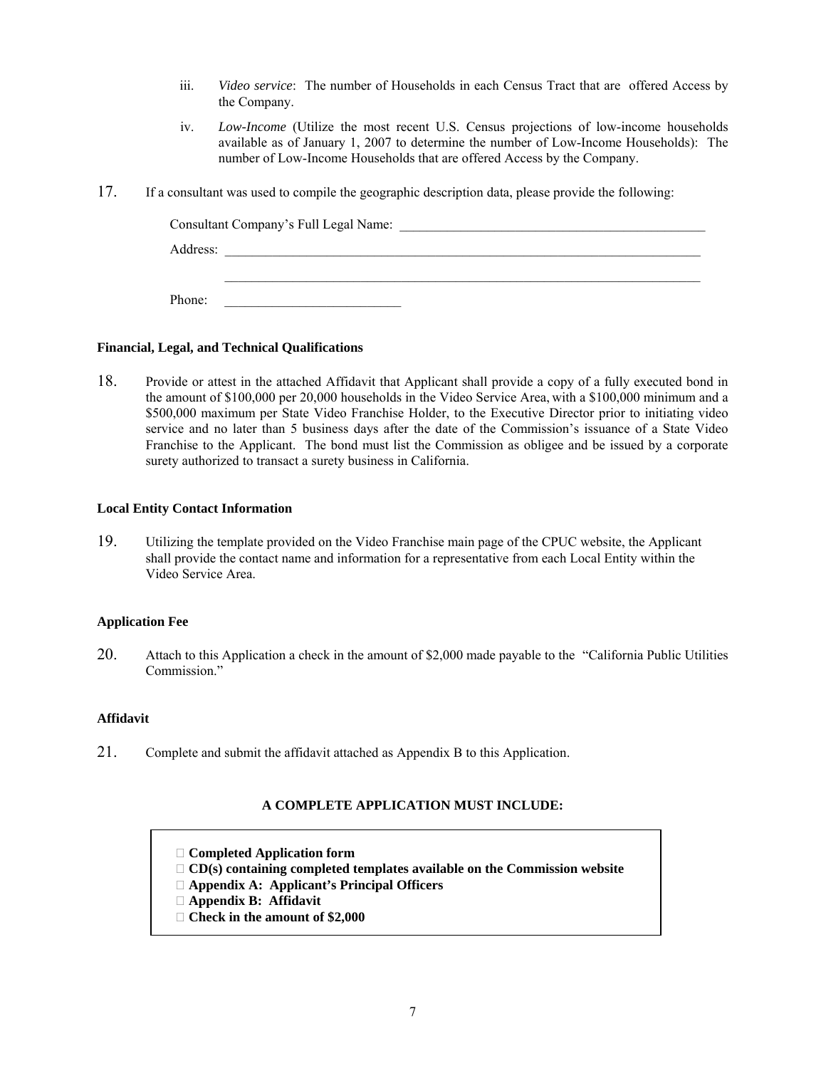iii. *Video service*: The number of Households in each Census Tract that are offered Access by the Company.

iv. *Low-Income* (Utilize the most recent U.S. Census projections of low-income households available as of January 1, 2007 to determine the number of Low-Income Households): The number of Low-Income Households that are offered Access by the Company.

17. If a consultant was used to compile the geographic description data, please provide the following:

Consultant Company's Full Legal Name: ______________________________________________

Address: ________________________________________________________________________

________________________________________________________________________

Phone: __________________________

**Financial, Legal, and Technical Qualifications**

18. Provide or attest in the attached Affidavit that Applicant shall provide a copy of a fully executed bond in the amount of $100,000 per 20,000 households in the Video Service Area, with a $100,000 minimum and a $500,000 maximum per State Video Franchise Holder, to the Executive Director prior to initiating video service and no later than 5 business days after the date of the Commission's issuance of a State Video Franchise to the Applicant. The bond must list the Commission as obligee and be issued by a corporate surety authorized to transact a surety business in California.

**Local Entity Contact Information**

19. Utilizing the template provided on the Video Franchise main page of the CPUC website, the Applicant shall provide the contact name and information for a representative from each Local Entity within the Video Service Area.

**Application Fee**

20. Attach to this Application a check in the amount of $2,000 made payable to the "California Public Utilities Commission."

**Affidavit**

21. Complete and submit the affidavit attached as Appendix B to this Application.

**A COMPLETE APPLICATION MUST INCLUDE:**

- ☐ **Completed Application form**
- ☐ **CD(s) containing completed templates available on the Commission website**
- ☐ **Appendix A: Applicant's Principal Officers**
- ☐ **Appendix B: Affidavit**
- ☐ **Check in the amount of $2,000**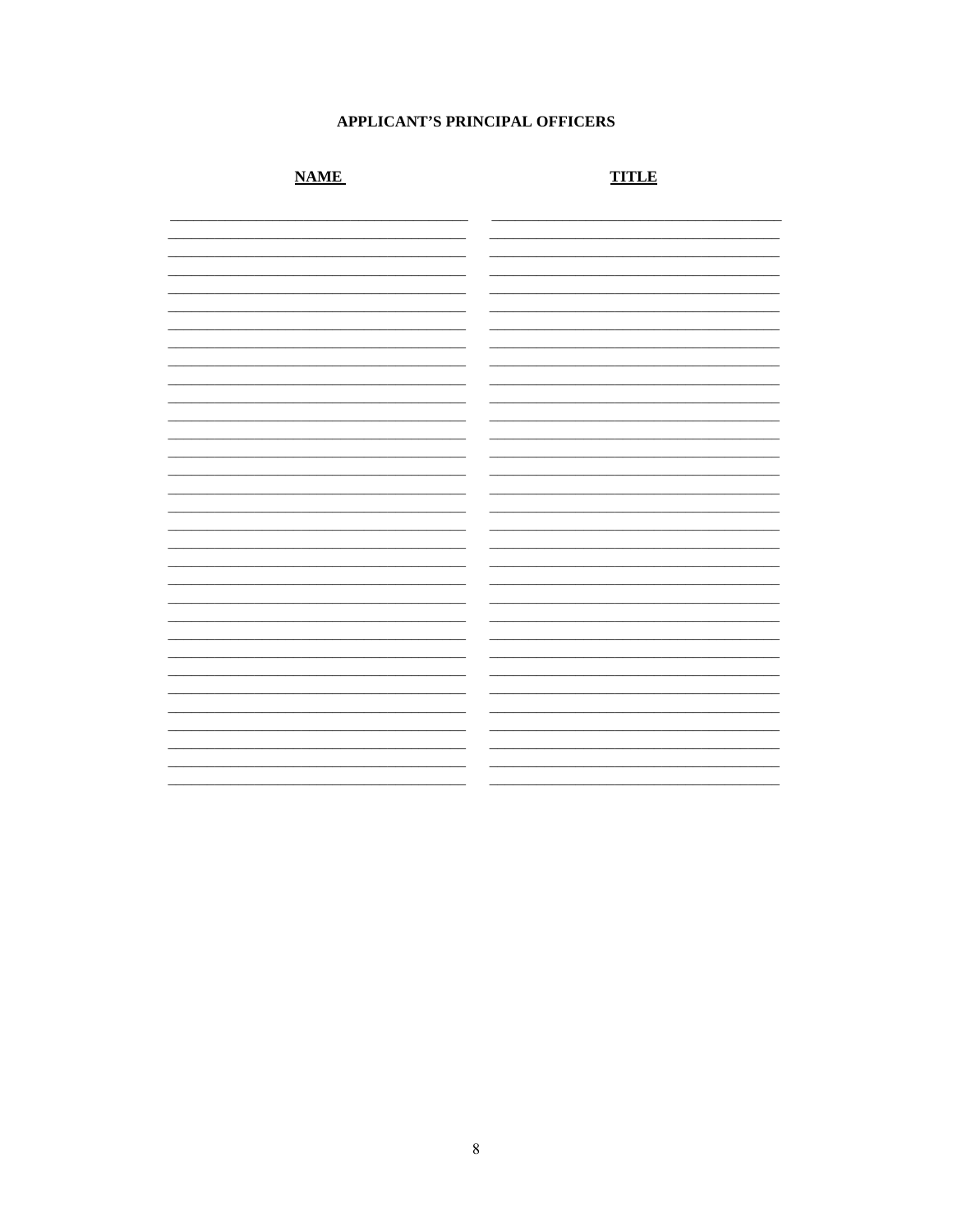## APPLICANT'S PRINCIPAL OFFICERS

| **NAME** | **TITLE** |
| --- | --- |
| | |
| | |
| | |
| | |
| | |
| | |
| | |
| | |
| | |
| | |
| | |
| | |
| | |
| | |
| | |
| | |
| | |
| | |
| | |
| | |
| | |
| | |
| | |
| | |
| | |
| | |
| | |
| | |
| | |
| | |
| | |
| | |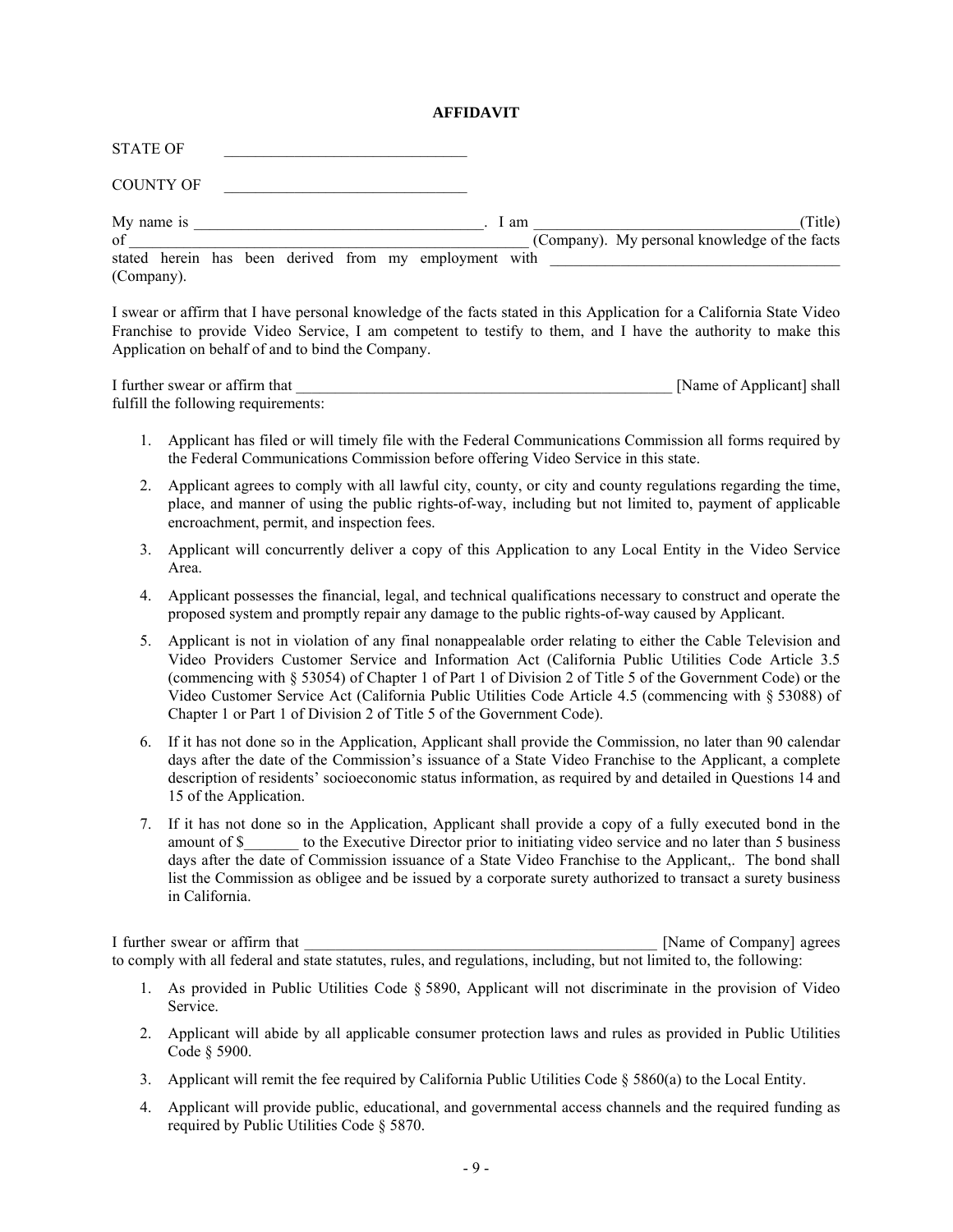**AFFIDAVIT**

STATE OF \_\_\_\_\_\_\_\_\_\_\_\_\_\_\_\_\_\_\_\_\_\_\_\_\_\_\_\_\_\_\_\_

COUNTY OF \_\_\_\_\_\_\_\_\_\_\_\_\_\_\_\_\_\_\_\_\_\_\_\_\_\_\_\_\_\_\_\_

My name is \_\_\_\_\_\_\_\_\_\_\_\_\_\_\_\_\_\_\_\_\_\_\_\_\_\_\_\_\_\_\_\_\_\_\_\_\_\_. I am \_\_\_\_\_\_\_\_\_\_\_\_\_\_\_\_\_\_\_\_\_\_\_\_\_\_\_\_\_\_\_\_\_\_\_(Title) of \_\_\_\_\_\_\_\_\_\_\_\_\_\_\_\_\_\_\_\_\_\_\_\_\_\_\_\_\_\_\_\_\_\_\_\_\_\_\_\_\_\_\_\_\_\_\_\_\_\_\_ (Company). My personal knowledge of the facts stated herein has been derived from my employment with \_\_\_\_\_\_\_\_\_\_\_\_\_\_\_\_\_\_\_\_\_\_\_\_\_\_\_\_\_\_\_\_\_\_\_\_\_\_ (Company).

I swear or affirm that I have personal knowledge of the facts stated in this Application for a California State Video Franchise to provide Video Service, I am competent to testify to them, and I have the authority to make this Application on behalf of and to bind the Company.

I further swear or affirm that \_\_\_\_\_\_\_\_\_\_\_\_\_\_\_\_\_\_\_\_\_\_\_\_\_\_\_\_\_\_\_\_\_\_\_\_\_\_\_\_\_\_\_\_\_\_\_\_\_\_ [Name of Applicant] shall fulfill the following requirements:

1. Applicant has filed or will timely file with the Federal Communications Commission all forms required by the Federal Communications Commission before offering Video Service in this state.
2. Applicant agrees to comply with all lawful city, county, or city and county regulations regarding the time, place, and manner of using the public rights-of-way, including but not limited to, payment of applicable encroachment, permit, and inspection fees.
3. Applicant will concurrently deliver a copy of this Application to any Local Entity in the Video Service Area.
4. Applicant possesses the financial, legal, and technical qualifications necessary to construct and operate the proposed system and promptly repair any damage to the public rights-of-way caused by Applicant.
5. Applicant is not in violation of any final nonappealable order relating to either the Cable Television and Video Providers Customer Service and Information Act (California Public Utilities Code Article 3.5 (commencing with § 53054) of Chapter 1 of Part 1 of Division 2 of Title 5 of the Government Code) or the Video Customer Service Act (California Public Utilities Code Article 4.5 (commencing with § 53088) of Chapter 1 or Part 1 of Division 2 of Title 5 of the Government Code).
6. If it has not done so in the Application, Applicant shall provide the Commission, no later than 90 calendar days after the date of the Commission's issuance of a State Video Franchise to the Applicant, a complete description of residents' socioeconomic status information, as required by and detailed in Questions 14 and 15 of the Application.
7. If it has not done so in the Application, Applicant shall provide a copy of a fully executed bond in the amount of $\_\_\_\_\_\_\_ to the Executive Director prior to initiating video service and no later than 5 business days after the date of Commission issuance of a State Video Franchise to the Applicant,. The bond shall list the Commission as obligee and be issued by a corporate surety authorized to transact a surety business in California.

I further swear or affirm that \_\_\_\_\_\_\_\_\_\_\_\_\_\_\_\_\_\_\_\_\_\_\_\_\_\_\_\_\_\_\_\_\_\_\_\_\_\_\_\_\_\_\_\_\_\_ [Name of Company] agrees to comply with all federal and state statutes, rules, and regulations, including, but not limited to, the following:

1. As provided in Public Utilities Code § 5890, Applicant will not discriminate in the provision of Video Service.
2. Applicant will abide by all applicable consumer protection laws and rules as provided in Public Utilities Code § 5900.
3. Applicant will remit the fee required by California Public Utilities Code § 5860(a) to the Local Entity.
4. Applicant will provide public, educational, and governmental access channels and the required funding as required by Public Utilities Code § 5870.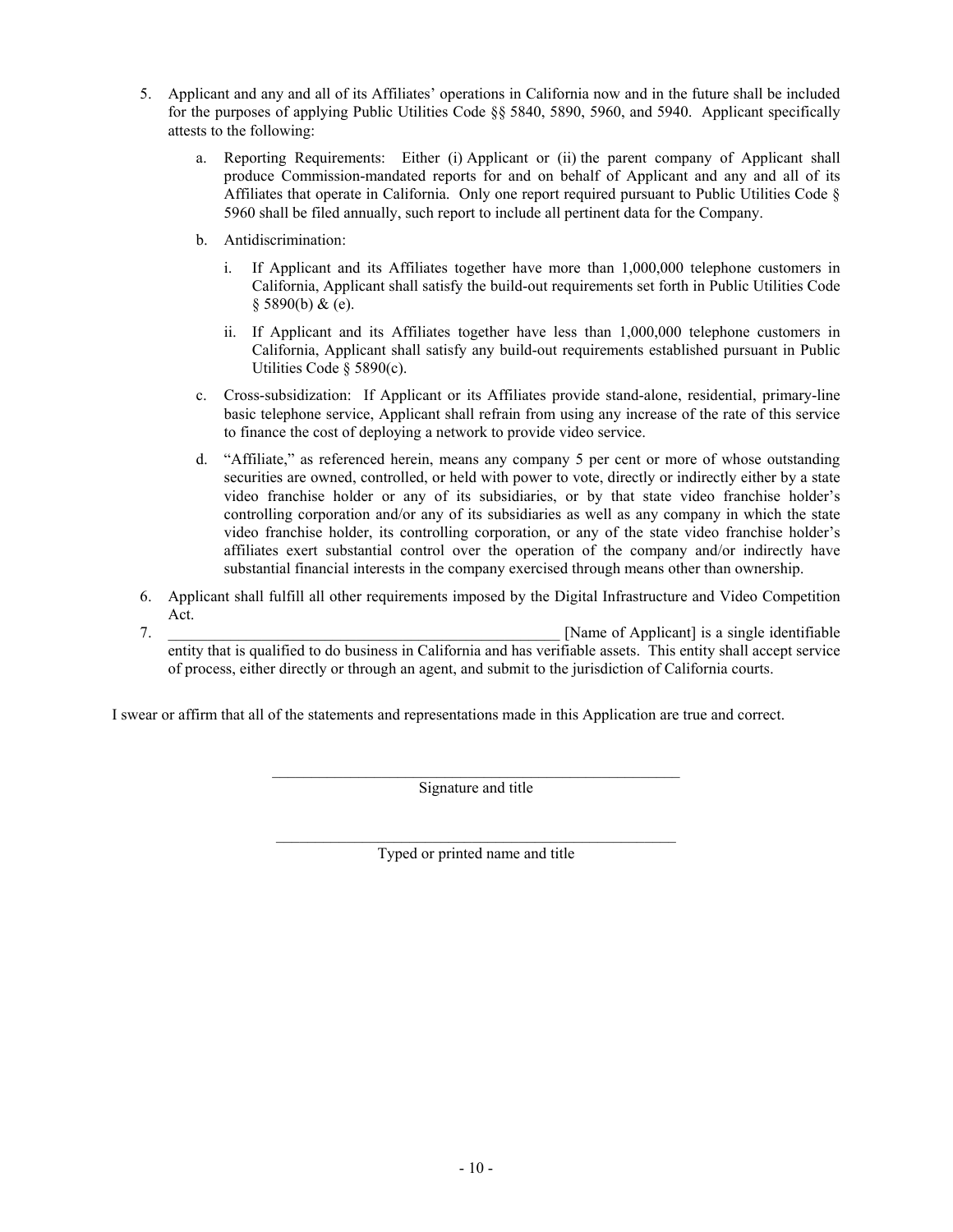5. Applicant and any and all of its Affiliates' operations in California now and in the future shall be included for the purposes of applying Public Utilities Code §§ 5840, 5890, 5960, and 5940. Applicant specifically attests to the following:

   a. Reporting Requirements: Either (i) Applicant or (ii) the parent company of Applicant shall produce Commission-mandated reports for and on behalf of Applicant and any and all of its Affiliates that operate in California. Only one report required pursuant to Public Utilities Code § 5960 shall be filed annually, such report to include all pertinent data for the Company.

   b. Antidiscrimination:

      i. If Applicant and its Affiliates together have more than 1,000,000 telephone customers in California, Applicant shall satisfy the build-out requirements set forth in Public Utilities Code § 5890(b) & (e).

      ii. If Applicant and its Affiliates together have less than 1,000,000 telephone customers in California, Applicant shall satisfy any build-out requirements established pursuant in Public Utilities Code § 5890(c).

   c. Cross-subsidization: If Applicant or its Affiliates provide stand-alone, residential, primary-line basic telephone service, Applicant shall refrain from using any increase of the rate of this service to finance the cost of deploying a network to provide video service.

   d. "Affiliate," as referenced herein, means any company 5 per cent or more of whose outstanding securities are owned, controlled, or held with power to vote, directly or indirectly either by a state video franchise holder or any of its subsidiaries, or by that state video franchise holder's controlling corporation and/or any of its subsidiaries as well as any company in which the state video franchise holder, its controlling corporation, or any of the state video franchise holder's affiliates exert substantial control over the operation of the company and/or indirectly have substantial financial interests in the company exercised through means other than ownership.

6. Applicant shall fulfill all other requirements imposed by the Digital Infrastructure and Video Competition Act.

7. ____________________________________________________ [Name of Applicant] is a single identifiable entity that is qualified to do business in California and has verifiable assets. This entity shall accept service of process, either directly or through an agent, and submit to the jurisdiction of California courts.

I swear or affirm that all of the statements and representations made in this Application are true and correct.

______________________________________________________

Signature and title

______________________________________________________

Typed or printed name and title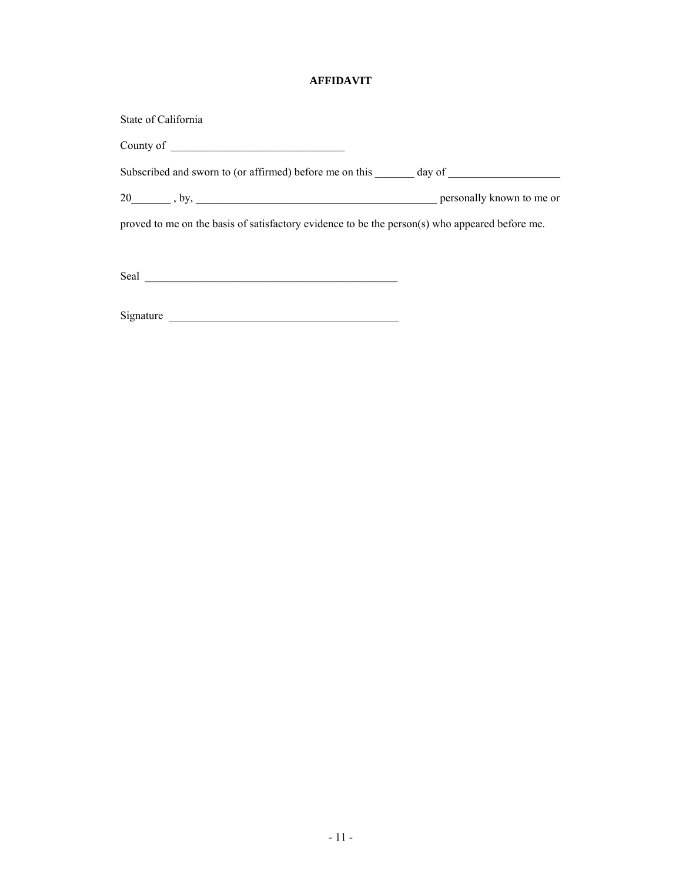**AFFIDAVIT**

State of California

County of ______________________________

Subscribed and sworn to (or affirmed) before me on this _______ day of ____________________

20_______ , by, ___________________________________________ personally known to me or

proved to me on the basis of satisfactory evidence to be the person(s) who appeared before me.

Seal _____________________________________________

Signature _________________________________________